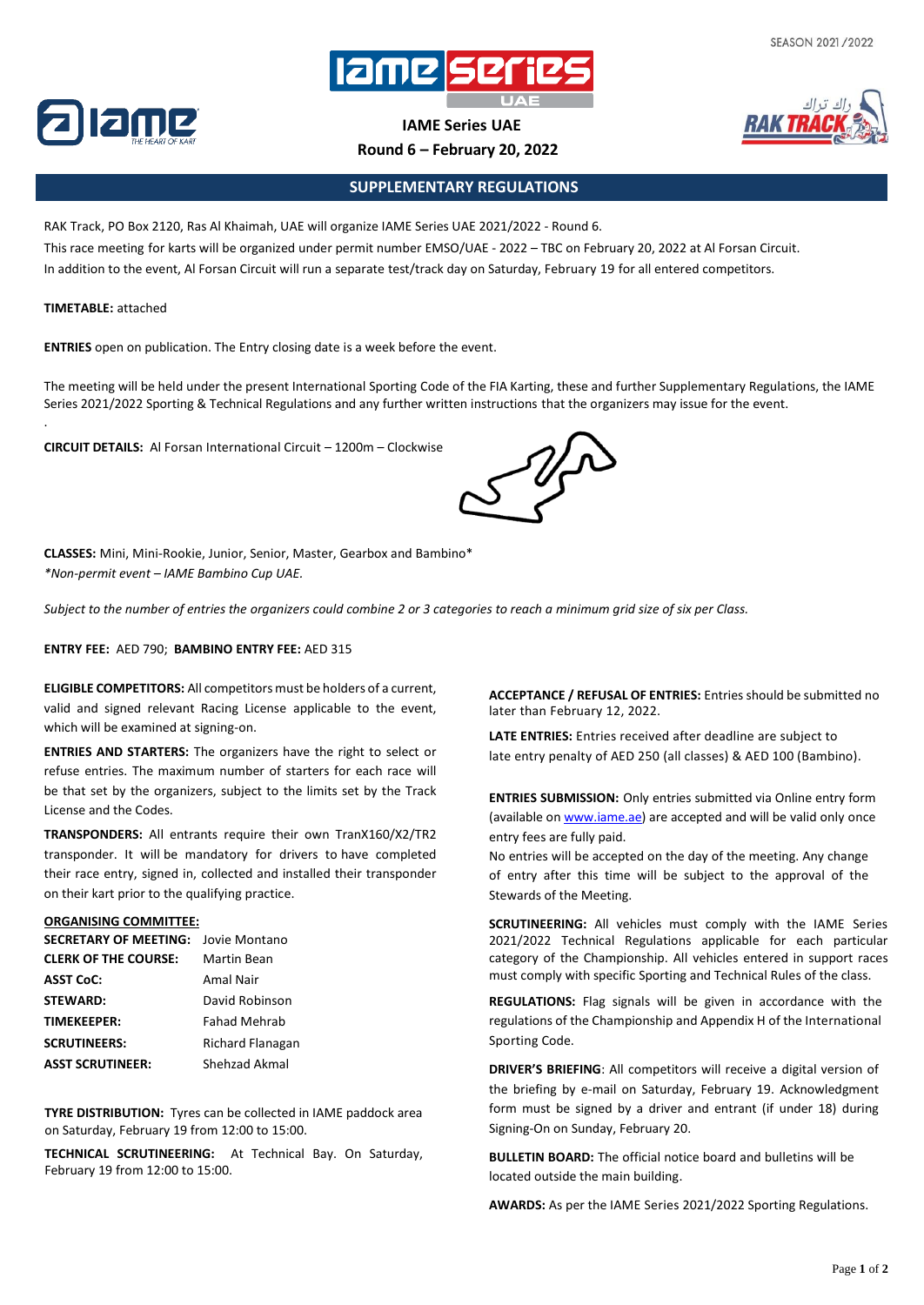SEASON 2021/2022

# IAME Series UAE

## Round 6 – February 20, 2022

## SUPPLEMENTARY REGULATIONS

RAK Track, PO Box 2120, Ras Al Khaimah, UAE will organize IAME Series UAE 2021/2022 - Round 6.
This race meeting for karts will be organized under permit number EMSO/UAE - 2022 – TBC on February 20, 2022 at Al Forsan Circuit.
In addition to the event, Al Forsan Circuit will run a separate test/track day on Saturday, February 19 for all entered competitors.

**TIMETABLE:** attached

**ENTRIES** open on publication. The Entry closing date is a week before the event.

The meeting will be held under the present International Sporting Code of the FIA Karting, these and further Supplementary Regulations, the IAME Series 2021/2022 Sporting & Technical Regulations and any further written instructions that the organizers may issue for the event.

**CIRCUIT DETAILS:** Al Forsan International Circuit – 1200m – Clockwise

**CLASSES:** Mini, Mini-Rookie, Junior, Senior, Master, Gearbox and Bambino*
*\*Non-permit event – IAME Bambino Cup UAE.*

*Subject to the number of entries the organizers could combine 2 or 3 categories to reach a minimum grid size of six per Class.*

**ENTRY FEE:** AED 790; **BAMBINO ENTRY FEE:** AED 315

**ELIGIBLE COMPETITORS:** All competitors must be holders of a current, valid and signed relevant Racing License applicable to the event, which will be examined at signing-on.

**ENTRIES AND STARTERS:** The organizers have the right to select or refuse entries. The maximum number of starters for each race will be that set by the organizers, subject to the limits set by the Track License and the Codes.

**TRANSPONDERS:** All entrants require their own TranX160/X2/TR2 transponder. It will be mandatory for drivers to have completed their race entry, signed in, collected and installed their transponder on their kart prior to the qualifying practice.

**ORGANISING COMMITTEE:**

| | |
|---|---|
| **SECRETARY OF MEETING:** | Jovie Montano |
| **CLERK OF THE COURSE:** | Martin Bean |
| **ASST CoC:** | Amal Nair |
| **STEWARD:** | David Robinson |
| **TIMEKEEPER:** | Fahad Mehrab |
| **SCRUTINEERS:** | Richard Flanagan |
| **ASST SCRUTINEER:** | Shehzad Akmal |

**TYRE DISTRIBUTION:** Tyres can be collected in IAME paddock area on Saturday, February 19 from 12:00 to 15:00.

**TECHNICAL SCRUTINEERING:** At Technical Bay. On Saturday, February 19 from 12:00 to 15:00.

**ACCEPTANCE / REFUSAL OF ENTRIES:** Entries should be submitted no later than February 12, 2022.

**LATE ENTRIES:** Entries received after deadline are subject to late entry penalty of AED 250 (all classes) & AED 100 (Bambino).

**ENTRIES SUBMISSION:** Only entries submitted via Online entry form (available on www.iame.ae) are accepted and will be valid only once entry fees are fully paid.
No entries will be accepted on the day of the meeting. Any change of entry after this time will be subject to the approval of the Stewards of the Meeting.

**SCRUTINEERING:** All vehicles must comply with the IAME Series 2021/2022 Technical Regulations applicable for each particular category of the Championship. All vehicles entered in support races must comply with specific Sporting and Technical Rules of the class.

**REGULATIONS:** Flag signals will be given in accordance with the regulations of the Championship and Appendix H of the International Sporting Code.

**DRIVER'S BRIEFING**: All competitors will receive a digital version of the briefing by e-mail on Saturday, February 19. Acknowledgment form must be signed by a driver and entrant (if under 18) during Signing-On on Sunday, February 20.

**BULLETIN BOARD:** The official notice board and bulletins will be located outside the main building.

**AWARDS:** As per the IAME Series 2021/2022 Sporting Regulations.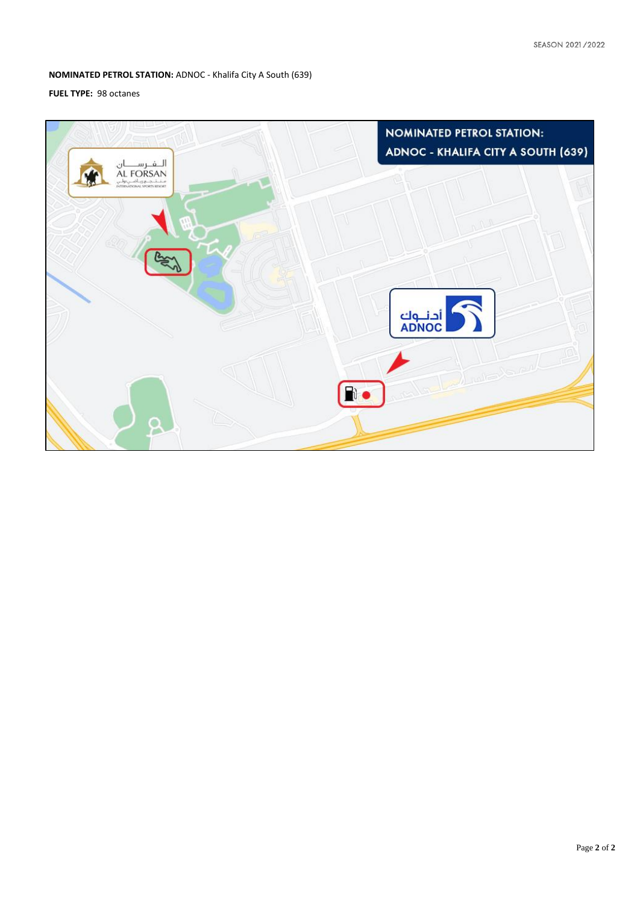**NOMINATED PETROL STATION:** ADNOC - Khalifa City A South (639)

**FUEL TYPE:** 98 octanes

NOMINATED PETROL STATION:
ADNOC - KHALIFA CITY A SOUTH (639)

الفرسان
AL FORSAN

أدنوك
ADNOC